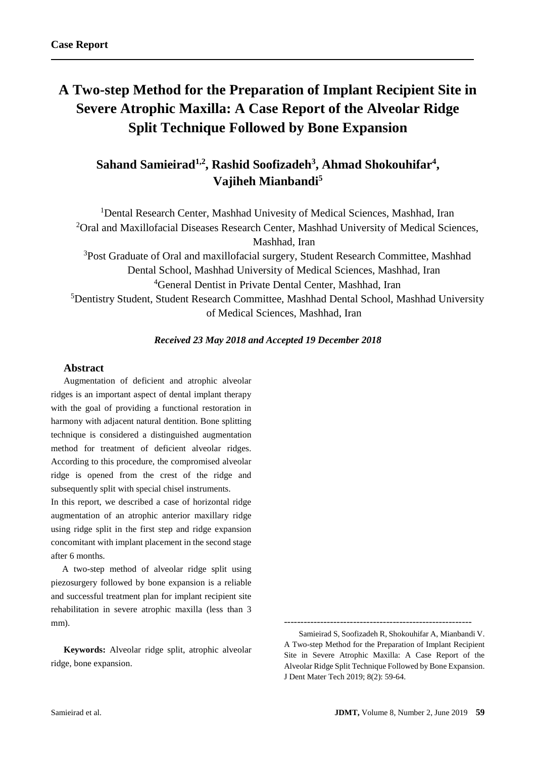**Case Report**

# A Two-step Method for the Preparation of Implant Recipient Site in Severe Atrophic Maxilla: A Case Report of the Alveolar Ridge Split Technique Followed by Bone Expansion

## Sahand Samieirad[1,2], Rashid Soofizadeh[3], Ahmad Shokouhifar[4], Vajiheh Mianbandi[5]

[1]Dental Research Center, Mashhad Univesity of Medical Sciences, Mashhad, Iran
[2]Oral and Maxillofacial Diseases Research Center, Mashhad University of Medical Sciences, Mashhad, Iran
[3]Post Graduate of Oral and maxillofacial surgery, Student Research Committee, Mashhad Dental School, Mashhad University of Medical Sciences, Mashhad, Iran
[4]General Dentist in Private Dental Center, Mashhad, Iran
[5]Dentistry Student, Student Research Committee, Mashhad Dental School, Mashhad University of Medical Sciences, Mashhad, Iran

***Received 23 May 2018 and Accepted 19 December 2018***

### Abstract

Augmentation of deficient and atrophic alveolar ridges is an important aspect of dental implant therapy with the goal of providing a functional restoration in harmony with adjacent natural dentition. Bone splitting technique is considered a distinguished augmentation method for treatment of deficient alveolar ridges. According to this procedure, the compromised alveolar ridge is opened from the crest of the ridge and subsequently split with special chisel instruments.

In this report, we described a case of horizontal ridge augmentation of an atrophic anterior maxillary ridge using ridge split in the first step and ridge expansion concomitant with implant placement in the second stage after 6 months.

A two-step method of alveolar ridge split using piezosurgery followed by bone expansion is a reliable and successful treatment plan for implant recipient site rehabilitation in severe atrophic maxilla (less than 3 mm).

**Keywords:** Alveolar ridge split, atrophic alveolar ridge, bone expansion.

---

Samieirad S, Soofizadeh R, Shokouhifar A, Mianbandi V. A Two-step Method for the Preparation of Implant Recipient Site in Severe Atrophic Maxilla: A Case Report of the Alveolar Ridge Split Technique Followed by Bone Expansion. J Dent Mater Tech 2019; 8(2): 59-64.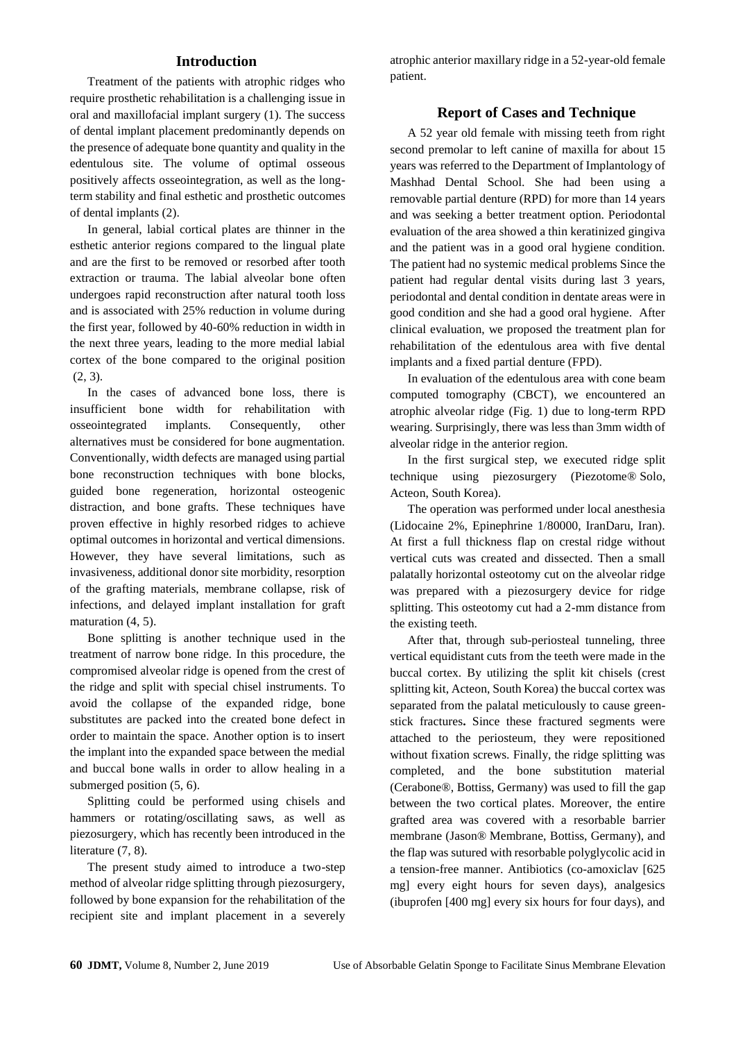## Introduction

Treatment of the patients with atrophic ridges who require prosthetic rehabilitation is a challenging issue in oral and maxillofacial implant surgery (1). The success of dental implant placement predominantly depends on the presence of adequate bone quantity and quality in the edentulous site. The volume of optimal osseous positively affects osseointegration, as well as the long-term stability and final esthetic and prosthetic outcomes of dental implants (2).

In general, labial cortical plates are thinner in the esthetic anterior regions compared to the lingual plate and are the first to be removed or resorbed after tooth extraction or trauma. The labial alveolar bone often undergoes rapid reconstruction after natural tooth loss and is associated with 25% reduction in volume during the first year, followed by 40-60% reduction in width in the next three years, leading to the more medial labial cortex of the bone compared to the original position (2, 3).

In the cases of advanced bone loss, there is insufficient bone width for rehabilitation with osseointegrated implants. Consequently, other alternatives must be considered for bone augmentation. Conventionally, width defects are managed using partial bone reconstruction techniques with bone blocks, guided bone regeneration, horizontal osteogenic distraction, and bone grafts. These techniques have proven effective in highly resorbed ridges to achieve optimal outcomes in horizontal and vertical dimensions. However, they have several limitations, such as invasiveness, additional donor site morbidity, resorption of the grafting materials, membrane collapse, risk of infections, and delayed implant installation for graft maturation (4, 5).

Bone splitting is another technique used in the treatment of narrow bone ridge. In this procedure, the compromised alveolar ridge is opened from the crest of the ridge and split with special chisel instruments. To avoid the collapse of the expanded ridge, bone substitutes are packed into the created bone defect in order to maintain the space. Another option is to insert the implant into the expanded space between the medial and buccal bone walls in order to allow healing in a submerged position (5, 6).

Splitting could be performed using chisels and hammers or rotating/oscillating saws, as well as piezosurgery, which has recently been introduced in the literature (7, 8).

The present study aimed to introduce a two-step method of alveolar ridge splitting through piezosurgery, followed by bone expansion for the rehabilitation of the recipient site and implant placement in a severely atrophic anterior maxillary ridge in a 52-year-old female patient.

## Report of Cases and Technique

A 52 year old female with missing teeth from right second premolar to left canine of maxilla for about 15 years was referred to the Department of Implantology of Mashhad Dental School. She had been using a removable partial denture (RPD) for more than 14 years and was seeking a better treatment option. Periodontal evaluation of the area showed a thin keratinized gingiva and the patient was in a good oral hygiene condition. The patient had no systemic medical problems Since the patient had regular dental visits during last 3 years, periodontal and dental condition in dentate areas were in good condition and she had a good oral hygiene. After clinical evaluation, we proposed the treatment plan for rehabilitation of the edentulous area with five dental implants and a fixed partial denture (FPD).

In evaluation of the edentulous area with cone beam computed tomography (CBCT), we encountered an atrophic alveolar ridge (Fig. 1) due to long-term RPD wearing. Surprisingly, there was less than 3mm width of alveolar ridge in the anterior region.

In the first surgical step, we executed ridge split technique using piezosurgery (Piezotome® Solo, Acteon, South Korea).

The operation was performed under local anesthesia (Lidocaine 2%, Epinephrine 1/80000, IranDaru, Iran). At first a full thickness flap on crestal ridge without vertical cuts was created and dissected. Then a small palatally horizontal osteotomy cut on the alveolar ridge was prepared with a piezosurgery device for ridge splitting. This osteotomy cut had a 2-mm distance from the existing teeth.

After that, through sub-periosteal tunneling, three vertical equidistant cuts from the teeth were made in the buccal cortex. By utilizing the split kit chisels (crest splitting kit, Acteon, South Korea) the buccal cortex was separated from the palatal meticulously to cause green-stick fractures**.** Since these fractured segments were attached to the periosteum, they were repositioned without fixation screws. Finally, the ridge splitting was completed, and the bone substitution material (Cerabone®, Bottiss, Germany) was used to fill the gap between the two cortical plates. Moreover, the entire grafted area was covered with a resorbable barrier membrane (Jason® Membrane, Bottiss, Germany), and the flap was sutured with resorbable polyglycolic acid in a tension-free manner. Antibiotics (co-amoxiclav [625 mg] every eight hours for seven days), analgesics (ibuprofen [400 mg] every six hours for four days), and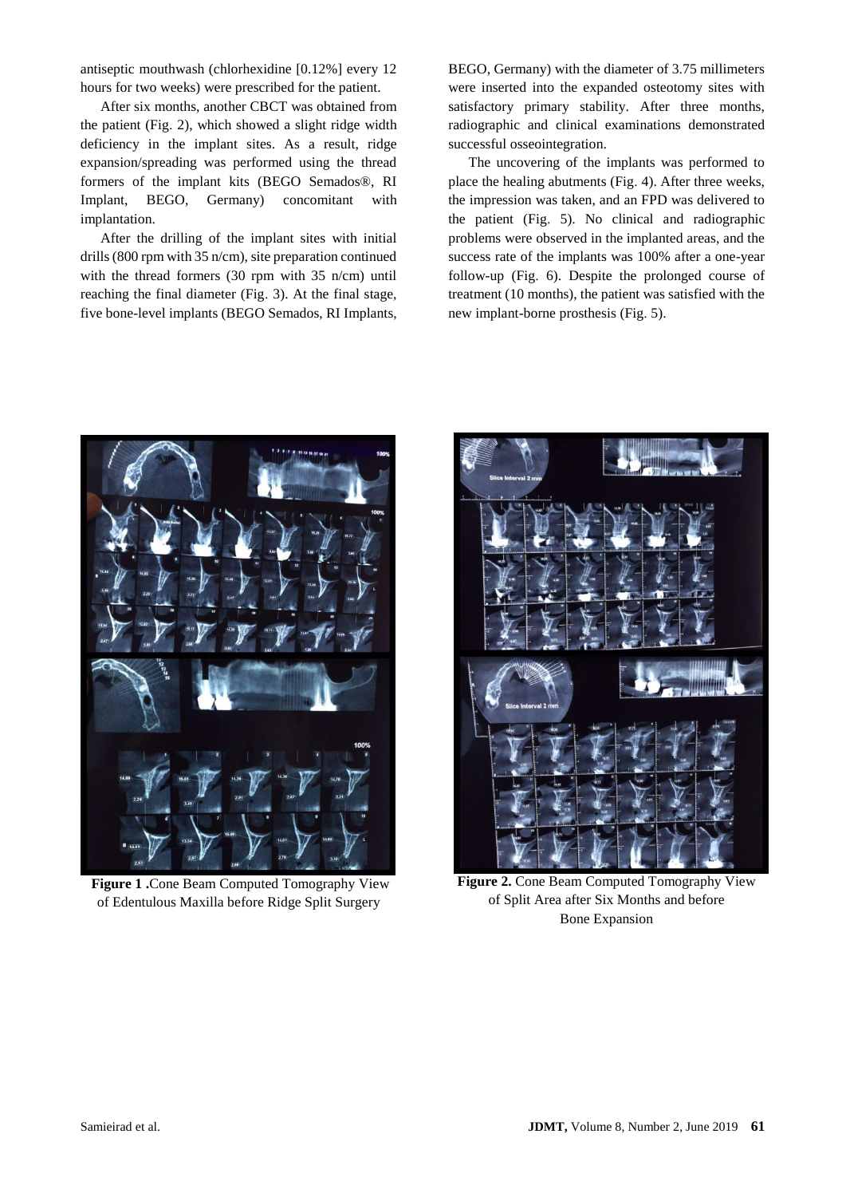antiseptic mouthwash (chlorhexidine [0.12%] every 12 hours for two weeks) were prescribed for the patient.

After six months, another CBCT was obtained from the patient (Fig. 2), which showed a slight ridge width deficiency in the implant sites. As a result, ridge expansion/spreading was performed using the thread formers of the implant kits (BEGO Semados®, RI Implant, BEGO, Germany) concomitant with implantation.

After the drilling of the implant sites with initial drills (800 rpm with 35 n/cm), site preparation continued with the thread formers (30 rpm with 35 n/cm) until reaching the final diameter (Fig. 3). At the final stage, five bone-level implants (BEGO Semados, RI Implants, BEGO, Germany) with the diameter of 3.75 millimeters were inserted into the expanded osteotomy sites with satisfactory primary stability. After three months, radiographic and clinical examinations demonstrated successful osseointegration.

The uncovering of the implants was performed to place the healing abutments (Fig. 4). After three weeks, the impression was taken, and an FPD was delivered to the patient (Fig. 5). No clinical and radiographic problems were observed in the implanted areas, and the success rate of the implants was 100% after a one-year follow-up (Fig. 6). Despite the prolonged course of treatment (10 months), the patient was satisfied with the new implant-borne prosthesis (Fig. 5).

**Figure 1 .**Cone Beam Computed Tomography View of Edentulous Maxilla before Ridge Split Surgery

**Figure 2.** Cone Beam Computed Tomography View of Split Area after Six Months and before Bone Expansion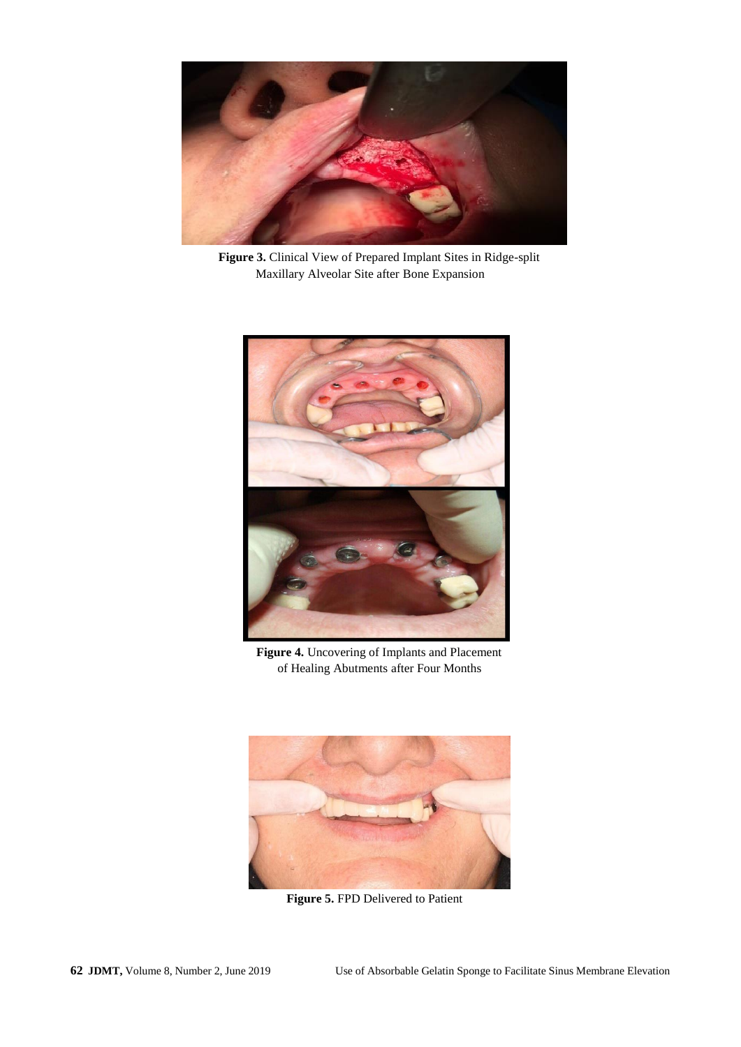**Figure 3.** Clinical View of Prepared Implant Sites in Ridge-split Maxillary Alveolar Site after Bone Expansion

**Figure 4.** Uncovering of Implants and Placement of Healing Abutments after Four Months

**Figure 5.** FPD Delivered to Patient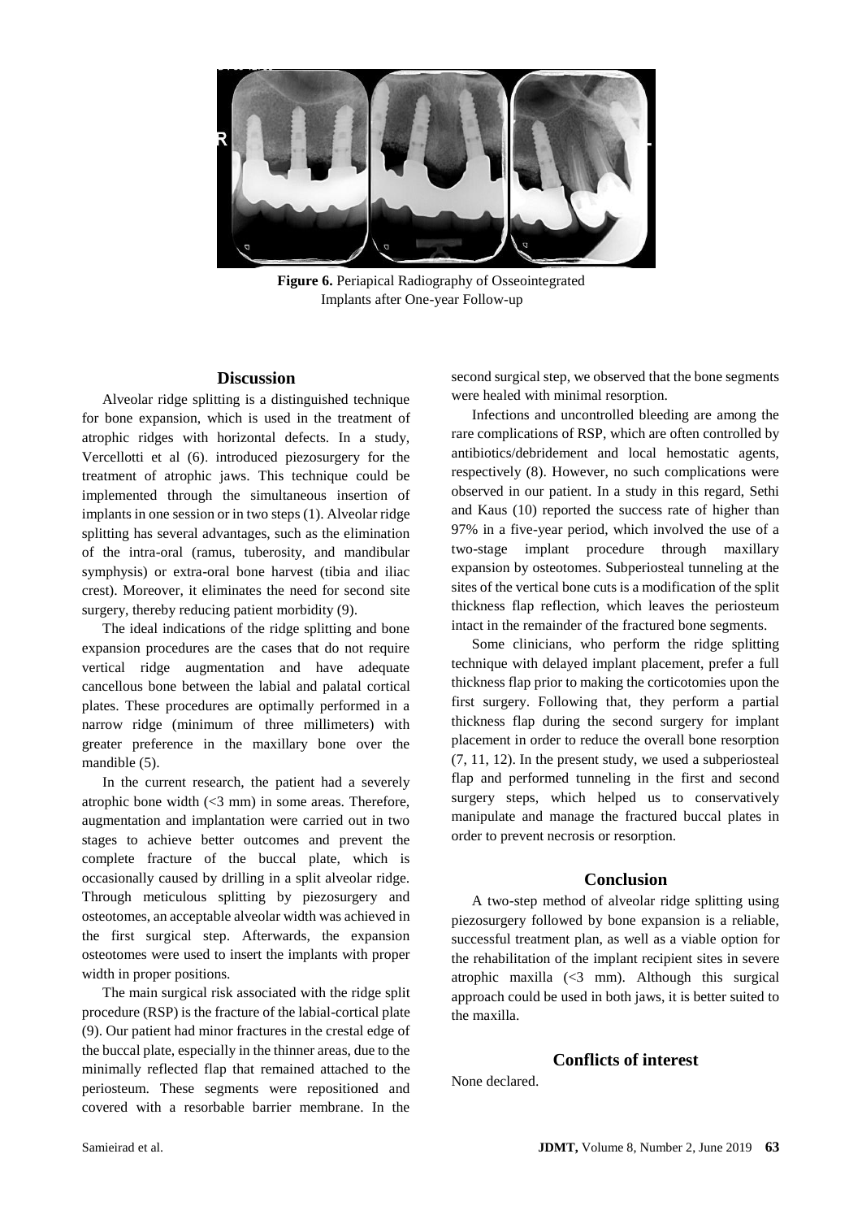**Figure 6.** Periapical Radiography of Osseointegrated Implants after One-year Follow-up

## Discussion

Alveolar ridge splitting is a distinguished technique for bone expansion, which is used in the treatment of atrophic ridges with horizontal defects. In a study, Vercellotti et al (6). introduced piezosurgery for the treatment of atrophic jaws. This technique could be implemented through the simultaneous insertion of implants in one session or in two steps (1). Alveolar ridge splitting has several advantages, such as the elimination of the intra-oral (ramus, tuberosity, and mandibular symphysis) or extra-oral bone harvest (tibia and iliac crest). Moreover, it eliminates the need for second site surgery, thereby reducing patient morbidity (9).

The ideal indications of the ridge splitting and bone expansion procedures are the cases that do not require vertical ridge augmentation and have adequate cancellous bone between the labial and palatal cortical plates. These procedures are optimally performed in a narrow ridge (minimum of three millimeters) with greater preference in the maxillary bone over the mandible (5).

In the current research, the patient had a severely atrophic bone width (<3 mm) in some areas. Therefore, augmentation and implantation were carried out in two stages to achieve better outcomes and prevent the complete fracture of the buccal plate, which is occasionally caused by drilling in a split alveolar ridge. Through meticulous splitting by piezosurgery and osteotomes, an acceptable alveolar width was achieved in the first surgical step. Afterwards, the expansion osteotomes were used to insert the implants with proper width in proper positions.

The main surgical risk associated with the ridge split procedure (RSP) is the fracture of the labial-cortical plate (9). Our patient had minor fractures in the crestal edge of the buccal plate, especially in the thinner areas, due to the minimally reflected flap that remained attached to the periosteum. These segments were repositioned and covered with a resorbable barrier membrane. In the second surgical step, we observed that the bone segments were healed with minimal resorption.

Infections and uncontrolled bleeding are among the rare complications of RSP, which are often controlled by antibiotics/debridement and local hemostatic agents, respectively (8). However, no such complications were observed in our patient. In a study in this regard, Sethi and Kaus (10) reported the success rate of higher than 97% in a five-year period, which involved the use of a two-stage implant procedure through maxillary expansion by osteotomes. Subperiosteal tunneling at the sites of the vertical bone cuts is a modification of the split thickness flap reflection, which leaves the periosteum intact in the remainder of the fractured bone segments.

Some clinicians, who perform the ridge splitting technique with delayed implant placement, prefer a full thickness flap prior to making the corticotomies upon the first surgery. Following that, they perform a partial thickness flap during the second surgery for implant placement in order to reduce the overall bone resorption (7, 11, 12). In the present study, we used a subperiosteal flap and performed tunneling in the first and second surgery steps, which helped us to conservatively manipulate and manage the fractured buccal plates in order to prevent necrosis or resorption.

## Conclusion

A two-step method of alveolar ridge splitting using piezosurgery followed by bone expansion is a reliable, successful treatment plan, as well as a viable option for the rehabilitation of the implant recipient sites in severe atrophic maxilla (<3 mm). Although this surgical approach could be used in both jaws, it is better suited to the maxilla.

## Conflicts of interest

None declared.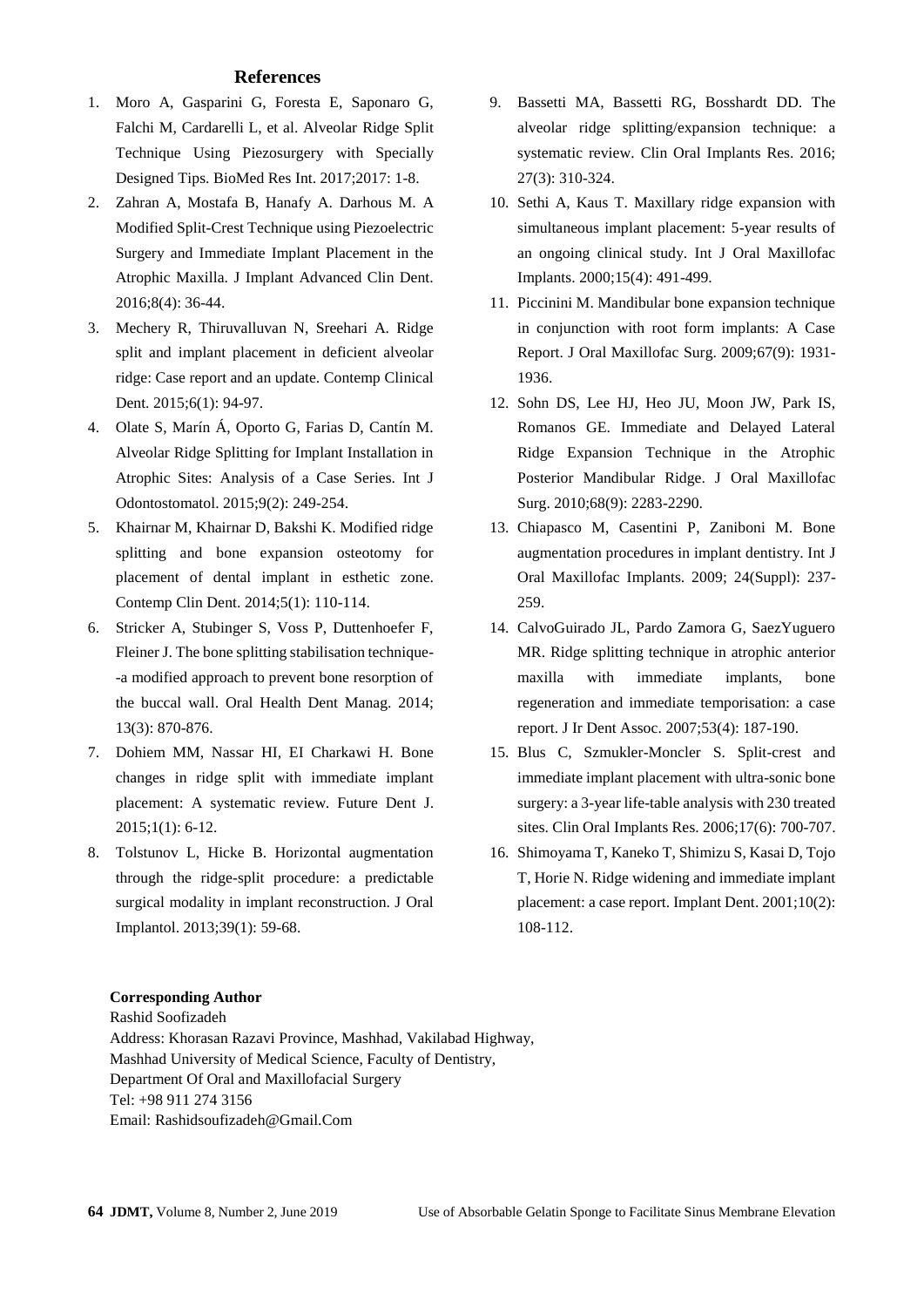## References

1. Moro A, Gasparini G, Foresta E, Saponaro G, Falchi M, Cardarelli L, et al. Alveolar Ridge Split Technique Using Piezosurgery with Specially Designed Tips. BioMed Res Int. 2017;2017: 1-8.
2. Zahran A, Mostafa B, Hanafy A. Darhous M. A Modified Split-Crest Technique using Piezoelectric Surgery and Immediate Implant Placement in the Atrophic Maxilla. J Implant Advanced Clin Dent. 2016;8(4): 36-44.
3. Mechery R, Thiruvalluvan N, Sreehari A. Ridge split and implant placement in deficient alveolar ridge: Case report and an update. Contemp Clinical Dent. 2015;6(1): 94-97.
4. Olate S, Marín Á, Oporto G, Farias D, Cantín M. Alveolar Ridge Splitting for Implant Installation in Atrophic Sites: Analysis of a Case Series. Int J Odontostomatol. 2015;9(2): 249-254.
5. Khairnar M, Khairnar D, Bakshi K. Modified ridge splitting and bone expansion osteotomy for placement of dental implant in esthetic zone. Contemp Clin Dent. 2014;5(1): 110-114.
6. Stricker A, Stubinger S, Voss P, Duttenhoefer F, Fleiner J. The bone splitting stabilisation technique--a modified approach to prevent bone resorption of the buccal wall. Oral Health Dent Manag. 2014; 13(3): 870-876.
7. Dohiem MM, Nassar HI, EI Charkawi H. Bone changes in ridge split with immediate implant placement: A systematic review. Future Dent J. 2015;1(1): 6-12.
8. Tolstunov L, Hicke B. Horizontal augmentation through the ridge-split procedure: a predictable surgical modality in implant reconstruction. J Oral Implantol. 2013;39(1): 59-68.
9. Bassetti MA, Bassetti RG, Bosshardt DD. The alveolar ridge splitting/expansion technique: a systematic review. Clin Oral Implants Res. 2016; 27(3): 310-324.
10. Sethi A, Kaus T. Maxillary ridge expansion with simultaneous implant placement: 5-year results of an ongoing clinical study. Int J Oral Maxillofac Implants. 2000;15(4): 491-499.
11. Piccinini M. Mandibular bone expansion technique in conjunction with root form implants: A Case Report. J Oral Maxillofac Surg. 2009;67(9): 1931-1936.
12. Sohn DS, Lee HJ, Heo JU, Moon JW, Park IS, Romanos GE. Immediate and Delayed Lateral Ridge Expansion Technique in the Atrophic Posterior Mandibular Ridge. J Oral Maxillofac Surg. 2010;68(9): 2283-2290.
13. Chiapasco M, Casentini P, Zaniboni M. Bone augmentation procedures in implant dentistry. Int J Oral Maxillofac Implants. 2009; 24(Suppl): 237-259.
14. CalvoGuirado JL, Pardo Zamora G, SaezYuguero MR. Ridge splitting technique in atrophic anterior maxilla with immediate implants, bone regeneration and immediate temporisation: a case report. J Ir Dent Assoc. 2007;53(4): 187-190.
15. Blus C, Szmukler-Moncler S. Split-crest and immediate implant placement with ultra-sonic bone surgery: a 3-year life-table analysis with 230 treated sites. Clin Oral Implants Res. 2006;17(6): 700-707.
16. Shimoyama T, Kaneko T, Shimizu S, Kasai D, Tojo T, Horie N. Ridge widening and immediate implant placement: a case report. Implant Dent. 2001;10(2): 108-112.

**Corresponding Author**

Rashid Soofizadeh
Address: Khorasan Razavi Province, Mashhad, Vakilabad Highway,
Mashhad University of Medical Science, Faculty of Dentistry,
Department Of Oral and Maxillofacial Surgery
Tel: +98 911 274 3156
Email: Rashidsoufizadeh@Gmail.Com